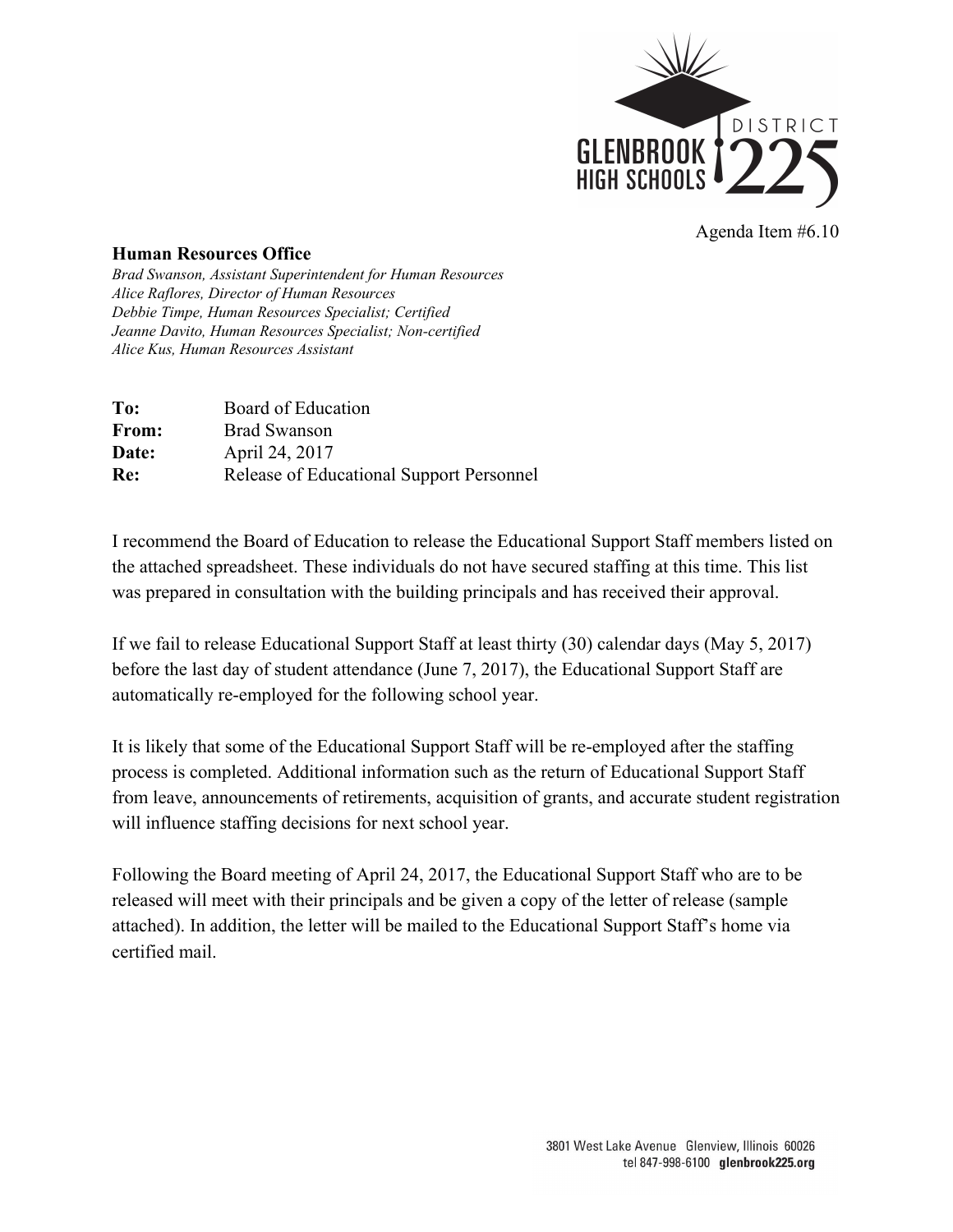Agenda Item #6.10

**Human Resources Office**

*Brad Swanson, Assistant Superintendent for Human Resources*
*Alice Raflores, Director of Human Resources*
*Debbie Timpe, Human Resources Specialist; Certified*
*Jeanne Davito, Human Resources Specialist; Non-certified*
*Alice Kus, Human Resources Assistant*

**To:** Board of Education
**From:** Brad Swanson
**Date:** April 24, 2017
**Re:** Release of Educational Support Personnel

I recommend the Board of Education to release the Educational Support Staff members listed on the attached spreadsheet. These individuals do not have secured staffing at this time. This list was prepared in consultation with the building principals and has received their approval.

If we fail to release Educational Support Staff at least thirty (30) calendar days (May 5, 2017) before the last day of student attendance (June 7, 2017), the Educational Support Staff are automatically re-employed for the following school year.

It is likely that some of the Educational Support Staff will be re-employed after the staffing process is completed. Additional information such as the return of Educational Support Staff from leave, announcements of retirements, acquisition of grants, and accurate student registration will influence staffing decisions for next school year.

Following the Board meeting of April 24, 2017, the Educational Support Staff who are to be released will meet with their principals and be given a copy of the letter of release (sample attached). In addition, the letter will be mailed to the Educational Support Staff's home via certified mail.

3801 West Lake Avenue Glenview, Illinois 60026
tel 847-998-6100 **glenbrook225.org**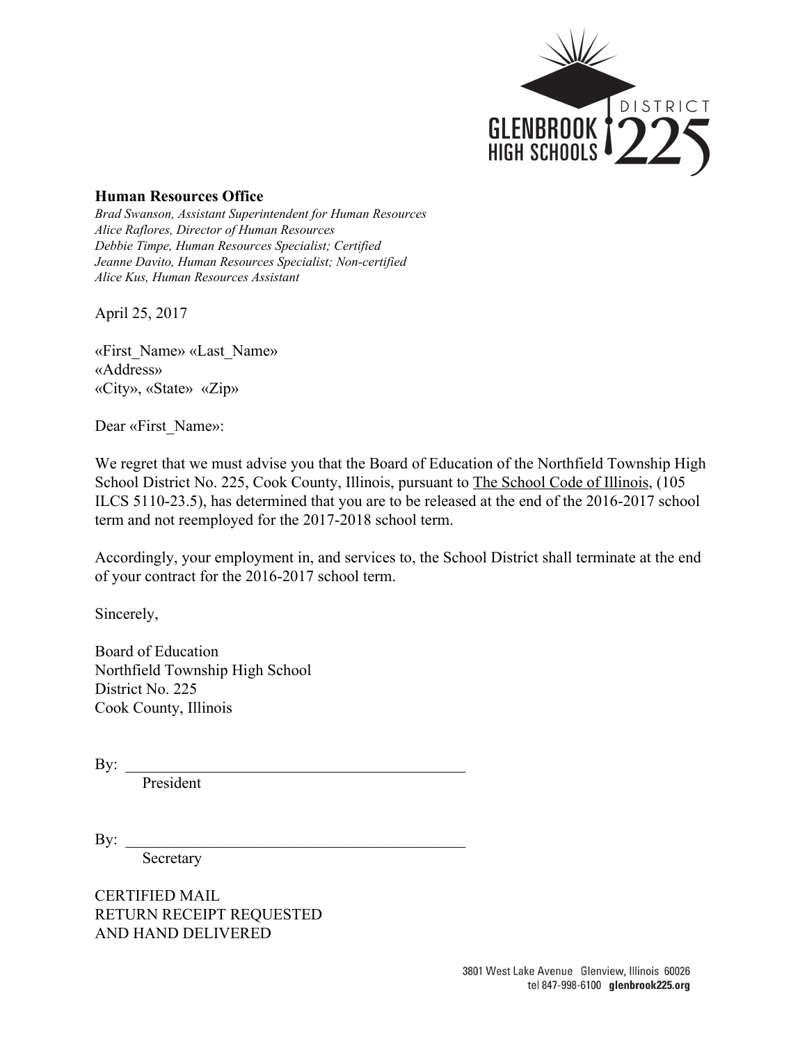**Human Resources Office**

*Brad Swanson, Assistant Superintendent for Human Resources*
*Alice Raflores, Director of Human Resources*
*Debbie Timpe, Human Resources Specialist; Certified*
*Jeanne Davito, Human Resources Specialist; Non-certified*
*Alice Kus, Human Resources Assistant*

April 25, 2017

«First_Name» «Last_Name»
«Address»
«City», «State» «Zip»

Dear «First_Name»:

We regret that we must advise you that the Board of Education of the Northfield Township High School District No. 225, Cook County, Illinois, pursuant to The School Code of Illinois, (105 ILCS 5110-23.5), has determined that you are to be released at the end of the 2016-2017 school term and not reemployed for the 2017-2018 school term.

Accordingly, your employment in, and services to, the School District shall terminate at the end of your contract for the 2016-2017 school term.

Sincerely,

Board of Education
Northfield Township High School
District No. 225
Cook County, Illinois

By: _____________________________________________
President

By: _____________________________________________
Secretary

CERTIFIED MAIL
RETURN RECEIPT REQUESTED
AND HAND DELIVERED

3801 West Lake Avenue Glenview, Illinois 60026
tel 847-998-6100 glenbrook225.org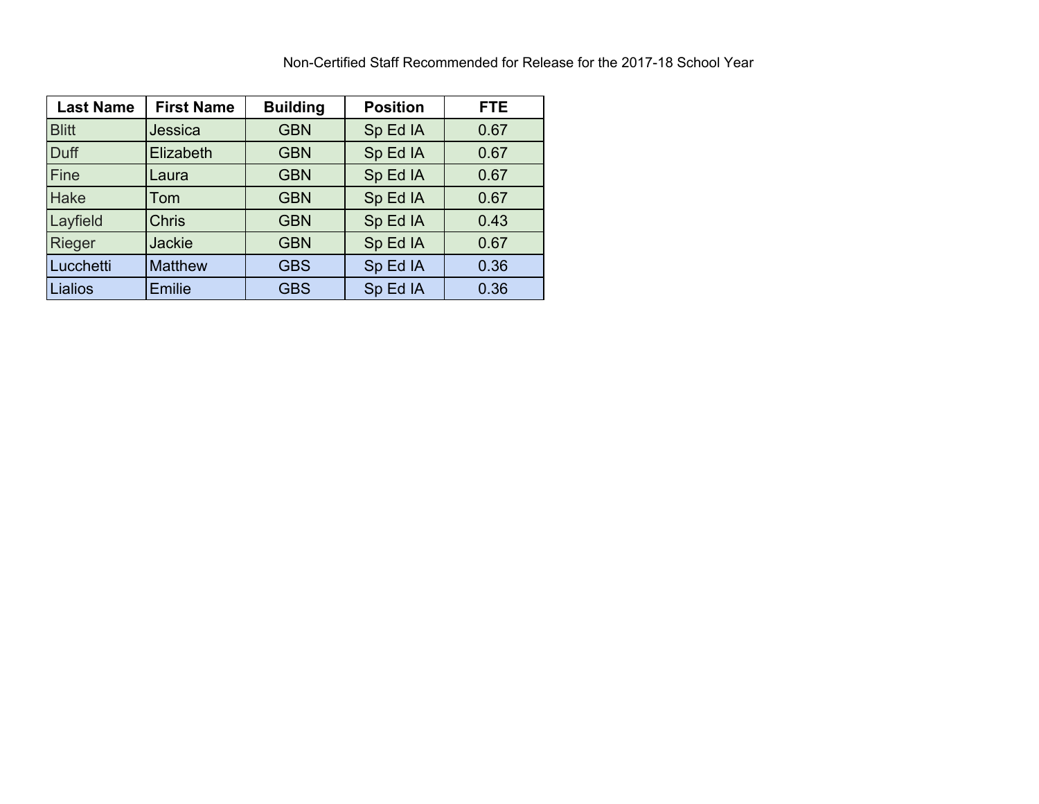Non-Certified Staff Recommended for Release for the 2017-18 School Year

| Last Name | First Name | Building | Position | FTE |
|---|---|---|---|---|
| Blitt | Jessica | GBN | Sp Ed IA | 0.67 |
| Duff | Elizabeth | GBN | Sp Ed IA | 0.67 |
| Fine | Laura | GBN | Sp Ed IA | 0.67 |
| Hake | Tom | GBN | Sp Ed IA | 0.67 |
| Layfield | Chris | GBN | Sp Ed IA | 0.43 |
| Rieger | Jackie | GBN | Sp Ed IA | 0.67 |
| Lucchetti | Matthew | GBS | Sp Ed IA | 0.36 |
| Lialios | Emilie | GBS | Sp Ed IA | 0.36 |